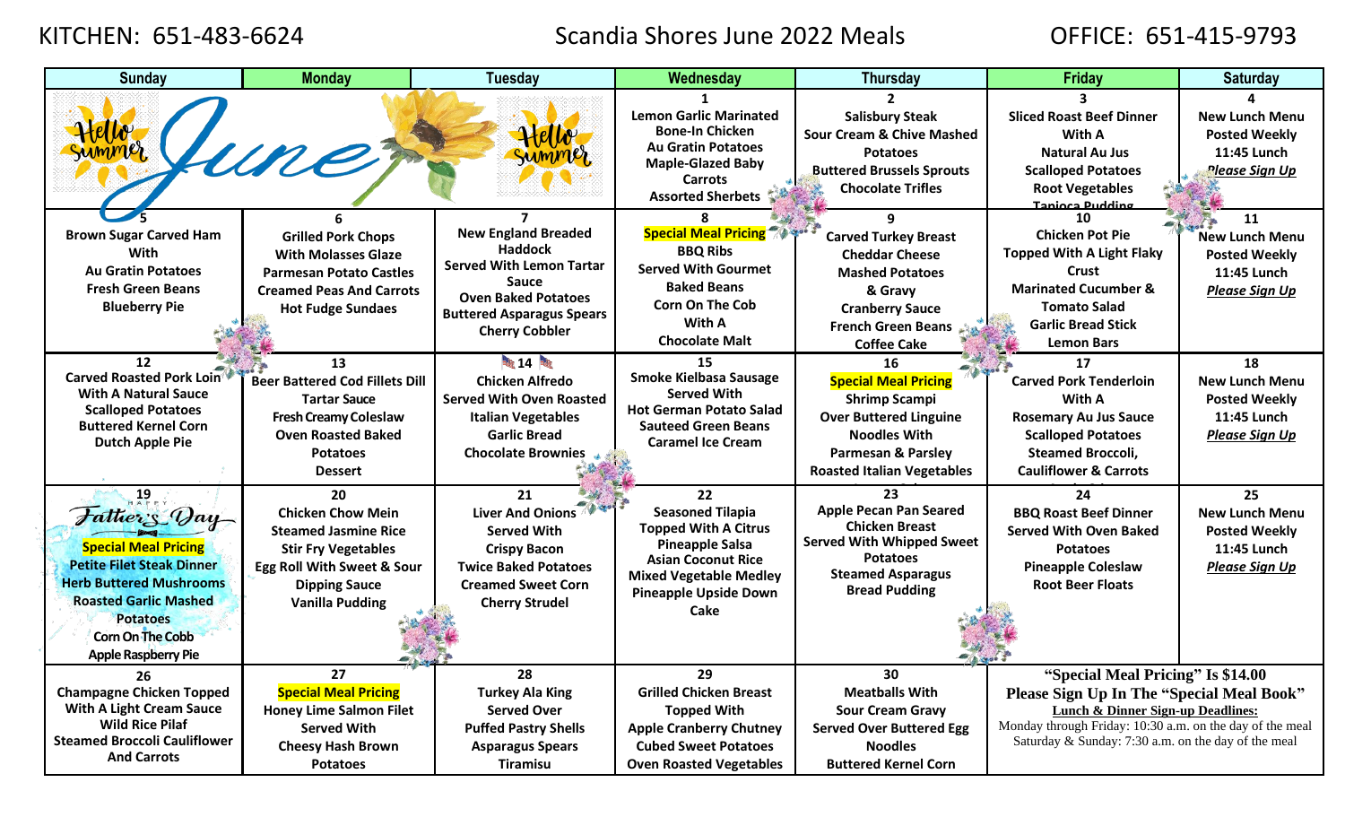KITCHEN: 651-483-6624

# Scandia Shores June 2022 Meals

OFFICE: 651-415-9793

| Sunday | Monday | Tuesday | Wednesday | Thursday | Friday | Saturday |
|---|---|---|---|---|---|---|
| Hello Summer June | | Hello Summer | **1** Lemon Garlic Marinated Bone-In Chicken Au Gratin Potatoes Maple-Glazed Baby Carrots Assorted Sherbets | **2** Salisbury Steak Sour Cream & Chive Mashed Potatoes Buttered Brussels Sprouts Chocolate Trifles | **3** Sliced Roast Beef Dinner With A Natural Au Jus Scalloped Potatoes Root Vegetables Tapioca Pudding | **4** New Lunch Menu Posted Weekly 11:45 Lunch *Please Sign Up* |
| **5** Brown Sugar Carved Ham With Au Gratin Potatoes Fresh Green Beans Blueberry Pie | **6** Grilled Pork Chops With Molasses Glaze Parmesan Potato Castles Creamed Peas And Carrots Hot Fudge Sundaes | **7** New England Breaded Haddock Served With Lemon Tartar Sauce Oven Baked Potatoes Buttered Asparagus Spears Cherry Cobbler | **8** Special Meal Pricing BBQ Ribs Served With Gourmet Baked Beans Corn On The Cob With A Chocolate Malt | **9** Carved Turkey Breast Cheddar Cheese Mashed Potatoes & Gravy Cranberry Sauce French Green Beans Coffee Cake | **10** Chicken Pot Pie Topped With A Light Flaky Crust Marinated Cucumber & Tomato Salad Garlic Bread Stick Lemon Bars | **11** New Lunch Menu Posted Weekly 11:45 Lunch *Please Sign Up* |
| **12** Carved Roasted Pork Loin With A Natural Sauce Scalloped Potatoes Buttered Kernel Corn Dutch Apple Pie | **13** Beer Battered Cod Fillets Dill Tartar Sauce Fresh Creamy Coleslaw Oven Roasted Baked Potatoes Dessert | **14** Chicken Alfredo Served With Oven Roasted Italian Vegetables Garlic Bread Chocolate Brownies | **15** Smoke Kielbasa Sausage Served With Hot German Potato Salad Sauteed Green Beans Caramel Ice Cream | **16** Special Meal Pricing Shrimp Scampi Over Buttered Linguine Noodles With Parmesan & Parsley Roasted Italian Vegetables | **17** Carved Pork Tenderloin With A Rosemary Au Jus Sauce Scalloped Potatoes Steamed Broccoli, Cauliflower & Carrots | **18** New Lunch Menu Posted Weekly 11:45 Lunch *Please Sign Up* |
| **19** Happy Father's Day Special Meal Pricing Petite Filet Steak Dinner Herb Buttered Mushrooms Roasted Garlic Mashed Potatoes Corn On The Cobb Apple Raspberry Pie | **20** Chicken Chow Mein Steamed Jasmine Rice Stir Fry Vegetables Egg Roll With Sweet & Sour Dipping Sauce Vanilla Pudding | **21** Liver And Onions Served With Crispy Bacon Twice Baked Potatoes Creamed Sweet Corn Cherry Strudel | **22** Seasoned Tilapia Topped With A Citrus Pineapple Salsa Asian Coconut Rice Mixed Vegetable Medley Pineapple Upside Down Cake | **23** Apple Pecan Pan Seared Chicken Breast Served With Whipped Sweet Potatoes Steamed Asparagus Bread Pudding | **24** BBQ Roast Beef Dinner Served With Oven Baked Potatoes Pineapple Coleslaw Root Beer Floats | **25** New Lunch Menu Posted Weekly 11:45 Lunch *Please Sign Up* |
| **26** Champagne Chicken Topped With A Light Cream Sauce Wild Rice Pilaf Steamed Broccoli Cauliflower And Carrots | **27** Special Meal Pricing Honey Lime Salmon Filet Served With Cheesy Hash Brown Potatoes | **28** Turkey Ala King Served Over Puffed Pastry Shells Asparagus Spears Tiramisu | **29** Grilled Chicken Breast Topped With Apple Cranberry Chutney Cubed Sweet Potatoes Oven Roasted Vegetables | **30** Meatballs With Sour Cream Gravy Served Over Buttered Egg Noodles Buttered Kernel Corn | **"Special Meal Pricing" Is $14.00** **Please Sign Up In The "Special Meal Book"** **Lunch & Dinner Sign-up Deadlines:** Monday through Friday: 10:30 a.m. on the day of the meal Saturday & Sunday: 7:30 a.m. on the day of the meal | |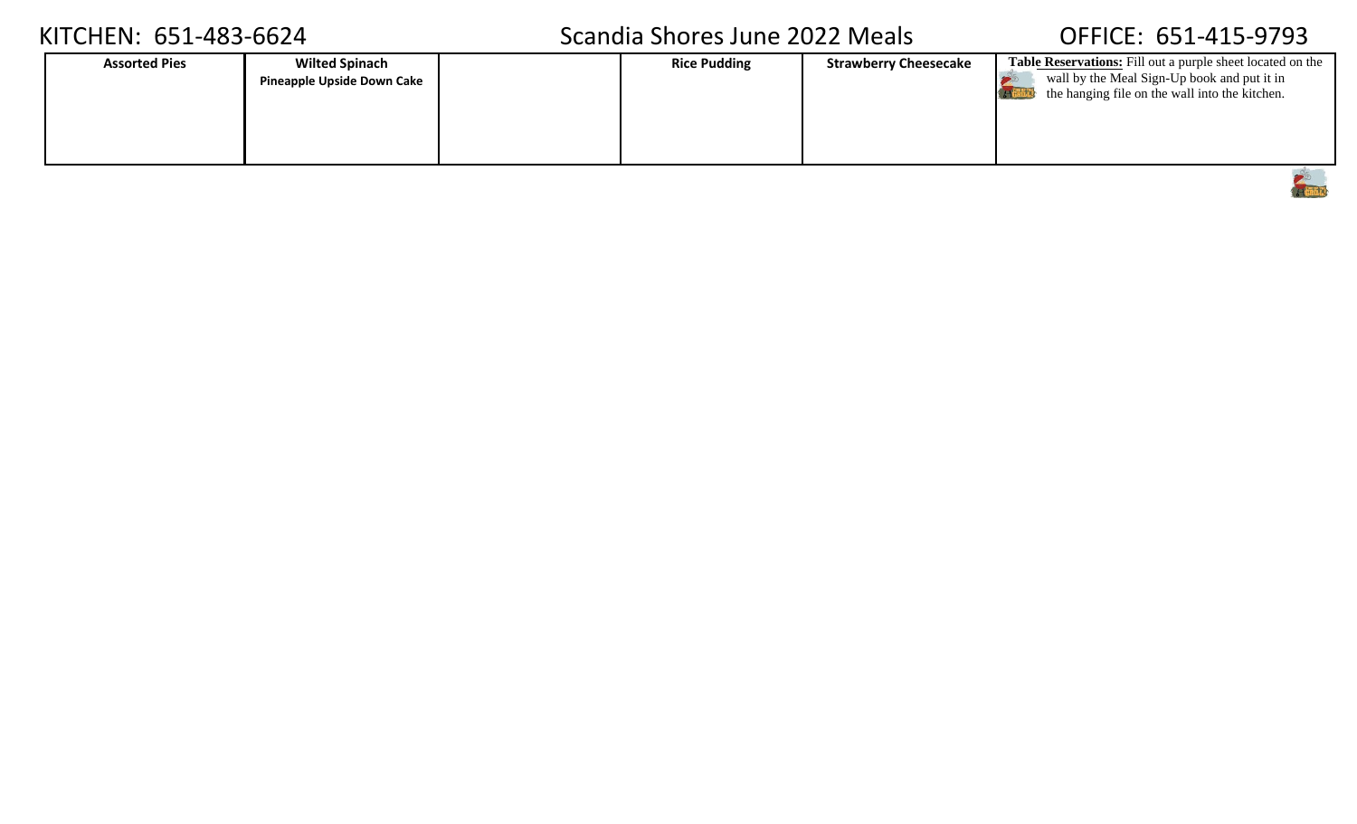KITCHEN: 651-483-6624 Scandia Shores June 2022 Meals OFFICE: 651-415-9793

| | | | | | |
|---|---|---|---|---|---|
| **Assorted Pies** | **Wilted Spinach**<br>**Pineapple Upside Down Cake** | | **Rice Pudding** | **Strawberry Cheesecake** | **Table Reservations:** Fill out a purple sheet located on the wall by the Meal Sign-Up book and put it in the hanging file on the wall into the kitchen. |